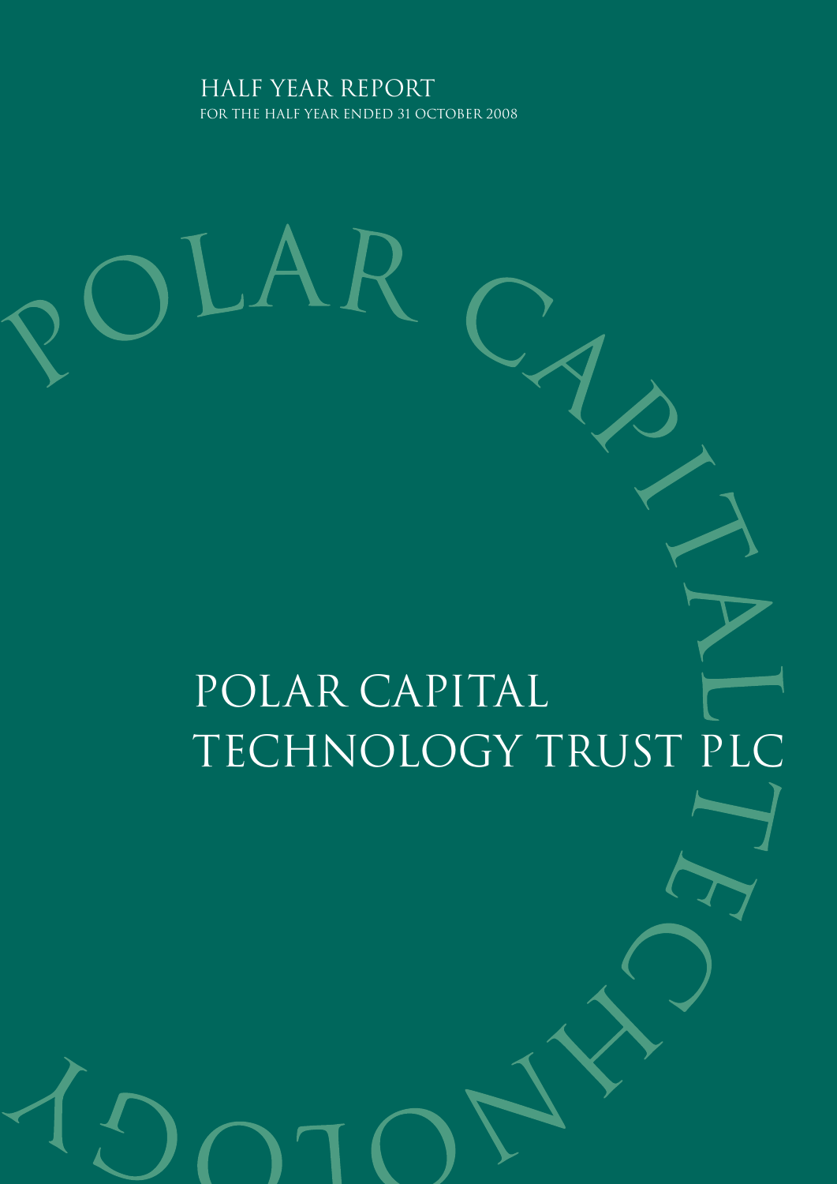HALF YEAR REPORT

FOR THE HALF YEAR ENDED 31 OCTOBER 2008

# POLAR CAPITAL TECHNOLOGY TRUST PLC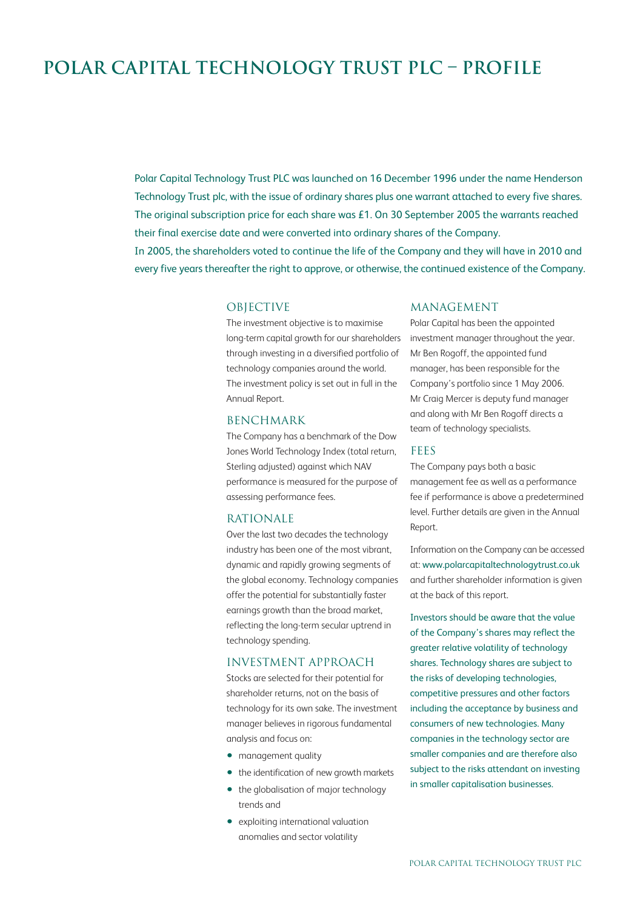# POLAR CAPITAL TECHNOLOGY TRUST PLC – PROFILE

Polar Capital Technology Trust PLC was launched on 16 December 1996 under the name Henderson Technology Trust plc, with the issue of ordinary shares plus one warrant attached to every five shares. The original subscription price for each share was £1. On 30 September 2005 the warrants reached their final exercise date and were converted into ordinary shares of the Company.
In 2005, the shareholders voted to continue the life of the Company and they will have in 2010 and every five years thereafter the right to approve, or otherwise, the continued existence of the Company.

## OBJECTIVE

The investment objective is to maximise long-term capital growth for our shareholders through investing in a diversified portfolio of technology companies around the world. The investment policy is set out in full in the Annual Report.

## BENCHMARK

The Company has a benchmark of the Dow Jones World Technology Index (total return, Sterling adjusted) against which NAV performance is measured for the purpose of assessing performance fees.

## RATIONALE

Over the last two decades the technology industry has been one of the most vibrant, dynamic and rapidly growing segments of the global economy. Technology companies offer the potential for substantially faster earnings growth than the broad market, reflecting the long-term secular uptrend in technology spending.

## INVESTMENT APPROACH

Stocks are selected for their potential for shareholder returns, not on the basis of technology for its own sake. The investment manager believes in rigorous fundamental analysis and focus on:

- management quality
- the identification of new growth markets
- the globalisation of major technology trends and
- exploiting international valuation anomalies and sector volatility

## MANAGEMENT

Polar Capital has been the appointed investment manager throughout the year. Mr Ben Rogoff, the appointed fund manager, has been responsible for the Company's portfolio since 1 May 2006. Mr Craig Mercer is deputy fund manager and along with Mr Ben Rogoff directs a team of technology specialists.

## FEES

The Company pays both a basic management fee as well as a performance fee if performance is above a predetermined level. Further details are given in the Annual Report.

Information on the Company can be accessed at: www.polarcapitaltechnologytrust.co.uk and further shareholder information is given at the back of this report.

Investors should be aware that the value of the Company's shares may reflect the greater relative volatility of technology shares. Technology shares are subject to the risks of developing technologies, competitive pressures and other factors including the acceptance by business and consumers of new technologies. Many companies in the technology sector are smaller companies and are therefore also subject to the risks attendant on investing in smaller capitalisation businesses.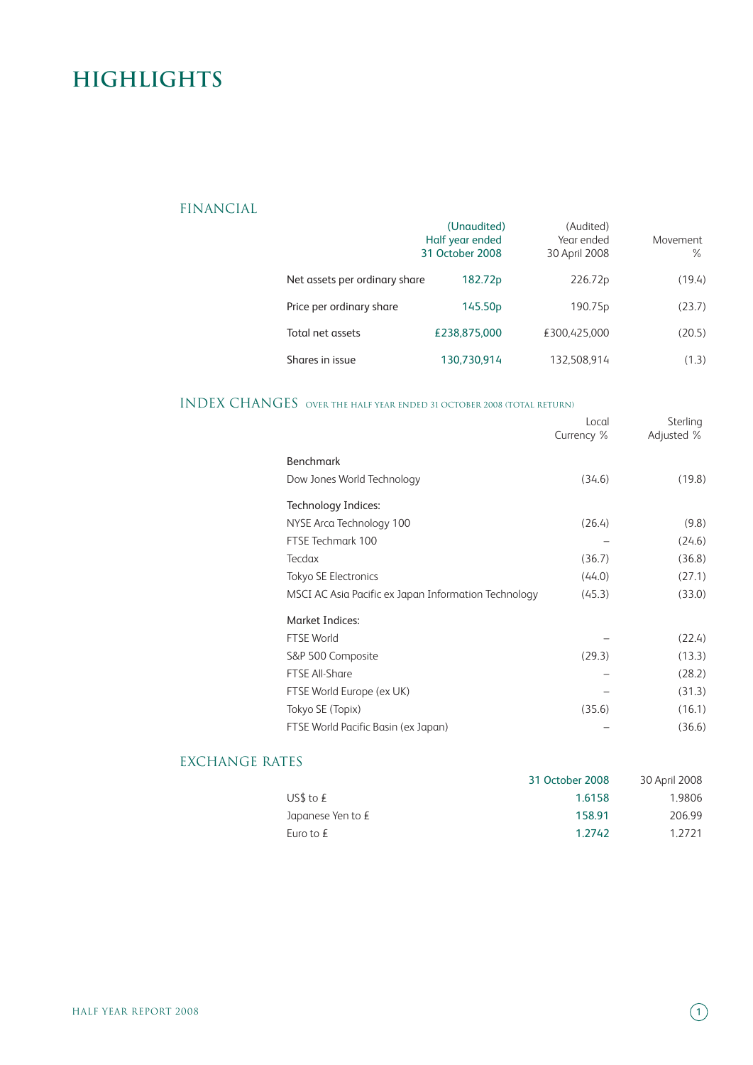# HIGHLIGHTS

## FINANCIAL

| | (Unaudited) Half year ended 31 October 2008 | (Audited) Year ended 30 April 2008 | Movement % |
|---|---|---|---|
| Net assets per ordinary share | 182.72p | 226.72p | (19.4) |
| Price per ordinary share | 145.50p | 190.75p | (23.7) |
| Total net assets | £238,875,000 | £300,425,000 | (20.5) |
| Shares in issue | 130,730,914 | 132,508,914 | (1.3) |

## INDEX CHANGES OVER THE HALF YEAR ENDED 31 OCTOBER 2008 (TOTAL RETURN)

| | Local Currency % | Sterling Adjusted % |
|---|---|---|
| **Benchmark** | | |
| Dow Jones World Technology | (34.6) | (19.8) |
| **Technology Indices:** | | |
| NYSE Arca Technology 100 | (26.4) | (9.8) |
| FTSE Techmark 100 | – | (24.6) |
| Tecdax | (36.7) | (36.8) |
| Tokyo SE Electronics | (44.0) | (27.1) |
| MSCI AC Asia Pacific ex Japan Information Technology | (45.3) | (33.0) |
| **Market Indices:** | | |
| FTSE World | – | (22.4) |
| S&P 500 Composite | (29.3) | (13.3) |
| FTSE All-Share | – | (28.2) |
| FTSE World Europe (ex UK) | – | (31.3) |
| Tokyo SE (Topix) | (35.6) | (16.1) |
| FTSE World Pacific Basin (ex Japan) | – | (36.6) |

## EXCHANGE RATES

| | 31 October 2008 | 30 April 2008 |
|---|---|---|
| US$ to £ | 1.6158 | 1.9806 |
| Japanese Yen to £ | 158.91 | 206.99 |
| Euro to £ | 1.2742 | 1.2721 |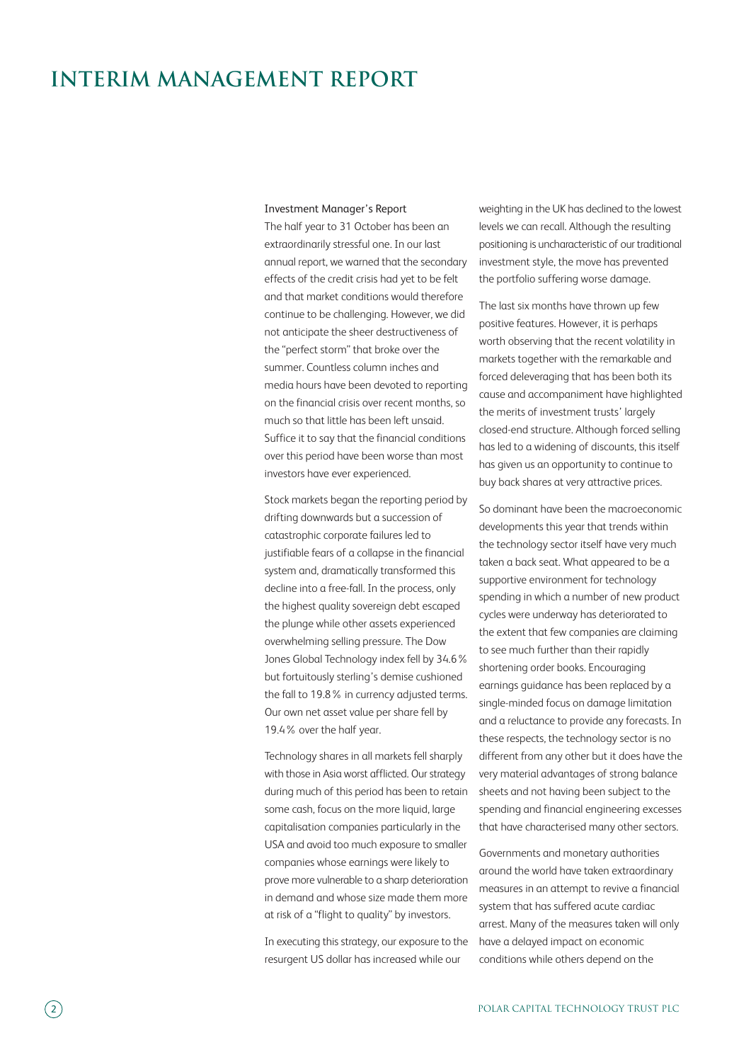# INTERIM MANAGEMENT REPORT

## Investment Manager's Report

The half year to 31 October has been an extraordinarily stressful one. In our last annual report, we warned that the secondary effects of the credit crisis had yet to be felt and that market conditions would therefore continue to be challenging. However, we did not anticipate the sheer destructiveness of the "perfect storm" that broke over the summer. Countless column inches and media hours have been devoted to reporting on the financial crisis over recent months, so much so that little has been left unsaid. Suffice it to say that the financial conditions over this period have been worse than most investors have ever experienced.

Stock markets began the reporting period by drifting downwards but a succession of catastrophic corporate failures led to justifiable fears of a collapse in the financial system and, dramatically transformed this decline into a free-fall. In the process, only the highest quality sovereign debt escaped the plunge while other assets experienced overwhelming selling pressure. The Dow Jones Global Technology index fell by 34.6% but fortuitously sterling's demise cushioned the fall to 19.8% in currency adjusted terms. Our own net asset value per share fell by 19.4% over the half year.

Technology shares in all markets fell sharply with those in Asia worst afflicted. Our strategy during much of this period has been to retain some cash, focus on the more liquid, large capitalisation companies particularly in the USA and avoid too much exposure to smaller companies whose earnings were likely to prove more vulnerable to a sharp deterioration in demand and whose size made them more at risk of a "flight to quality" by investors.

In executing this strategy, our exposure to the resurgent US dollar has increased while our weighting in the UK has declined to the lowest levels we can recall. Although the resulting positioning is uncharacteristic of our traditional investment style, the move has prevented the portfolio suffering worse damage.

The last six months have thrown up few positive features. However, it is perhaps worth observing that the recent volatility in markets together with the remarkable and forced deleveraging that has been both its cause and accompaniment have highlighted the merits of investment trusts' largely closed-end structure. Although forced selling has led to a widening of discounts, this itself has given us an opportunity to continue to buy back shares at very attractive prices.

So dominant have been the macroeconomic developments this year that trends within the technology sector itself have very much taken a back seat. What appeared to be a supportive environment for technology spending in which a number of new product cycles were underway has deteriorated to the extent that few companies are claiming to see much further than their rapidly shortening order books. Encouraging earnings guidance has been replaced by a single-minded focus on damage limitation and a reluctance to provide any forecasts. In these respects, the technology sector is no different from any other but it does have the very material advantages of strong balance sheets and not having been subject to the spending and financial engineering excesses that have characterised many other sectors.

Governments and monetary authorities around the world have taken extraordinary measures in an attempt to revive a financial system that has suffered acute cardiac arrest. Many of the measures taken will only have a delayed impact on economic conditions while others depend on the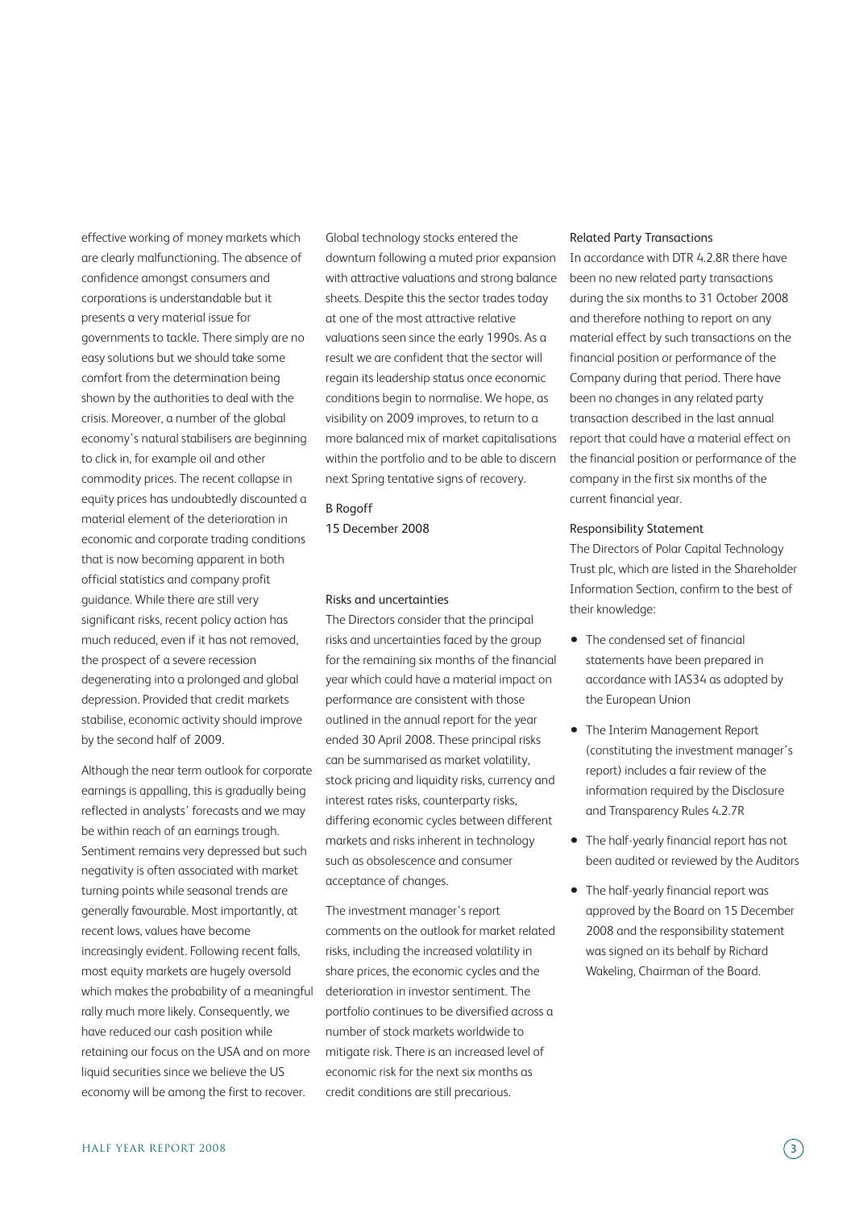effective working of money markets which are clearly malfunctioning. The absence of confidence amongst consumers and corporations is understandable but it presents a very material issue for governments to tackle. There simply are no easy solutions but we should take some comfort from the determination being shown by the authorities to deal with the crisis. Moreover, a number of the global economy's natural stabilisers are beginning to click in, for example oil and other commodity prices. The recent collapse in equity prices has undoubtedly discounted a material element of the deterioration in economic and corporate trading conditions that is now becoming apparent in both official statistics and company profit guidance. While there are still very significant risks, recent policy action has much reduced, even if it has not removed, the prospect of a severe recession degenerating into a prolonged and global depression. Provided that credit markets stabilise, economic activity should improve by the second half of 2009.

Although the near term outlook for corporate earnings is appalling, this is gradually being reflected in analysts' forecasts and we may be within reach of an earnings trough. Sentiment remains very depressed but such negativity is often associated with market turning points while seasonal trends are generally favourable. Most importantly, at recent lows, values have become increasingly evident. Following recent falls, most equity markets are hugely oversold which makes the probability of a meaningful rally much more likely. Consequently, we have reduced our cash position while retaining our focus on the USA and on more liquid securities since we believe the US economy will be among the first to recover.

Global technology stocks entered the downturn following a muted prior expansion with attractive valuations and strong balance sheets. Despite this the sector trades today at one of the most attractive relative valuations seen since the early 1990s. As a result we are confident that the sector will regain its leadership status once economic conditions begin to normalise. We hope, as visibility on 2009 improves, to return to a more balanced mix of market capitalisations within the portfolio and to be able to discern next Spring tentative signs of recovery.

B Rogoff
15 December 2008

## Risks and uncertainties

The Directors consider that the principal risks and uncertainties faced by the group for the remaining six months of the financial year which could have a material impact on performance are consistent with those outlined in the annual report for the year ended 30 April 2008. These principal risks can be summarised as market volatility, stock pricing and liquidity risks, currency and interest rates risks, counterparty risks, differing economic cycles between different markets and risks inherent in technology such as obsolescence and consumer acceptance of changes.

The investment manager's report comments on the outlook for market related risks, including the increased volatility in share prices, the economic cycles and the deterioration in investor sentiment. The portfolio continues to be diversified across a number of stock markets worldwide to mitigate risk. There is an increased level of economic risk for the next six months as credit conditions are still precarious.

## Related Party Transactions

In accordance with DTR 4.2.8R there have been no new related party transactions during the six months to 31 October 2008 and therefore nothing to report on any material effect by such transactions on the financial position or performance of the Company during that period. There have been no changes in any related party transaction described in the last annual report that could have a material effect on the financial position or performance of the company in the first six months of the current financial year.

## Responsibility Statement

The Directors of Polar Capital Technology Trust plc, which are listed in the Shareholder Information Section, confirm to the best of their knowledge:

- The condensed set of financial statements have been prepared in accordance with IAS34 as adopted by the European Union
- The Interim Management Report (constituting the investment manager's report) includes a fair review of the information required by the Disclosure and Transparency Rules 4.2.7R
- The half-yearly financial report has not been audited or reviewed by the Auditors
- The half-yearly financial report was approved by the Board on 15 December 2008 and the responsibility statement was signed on its behalf by Richard Wakeling, Chairman of the Board.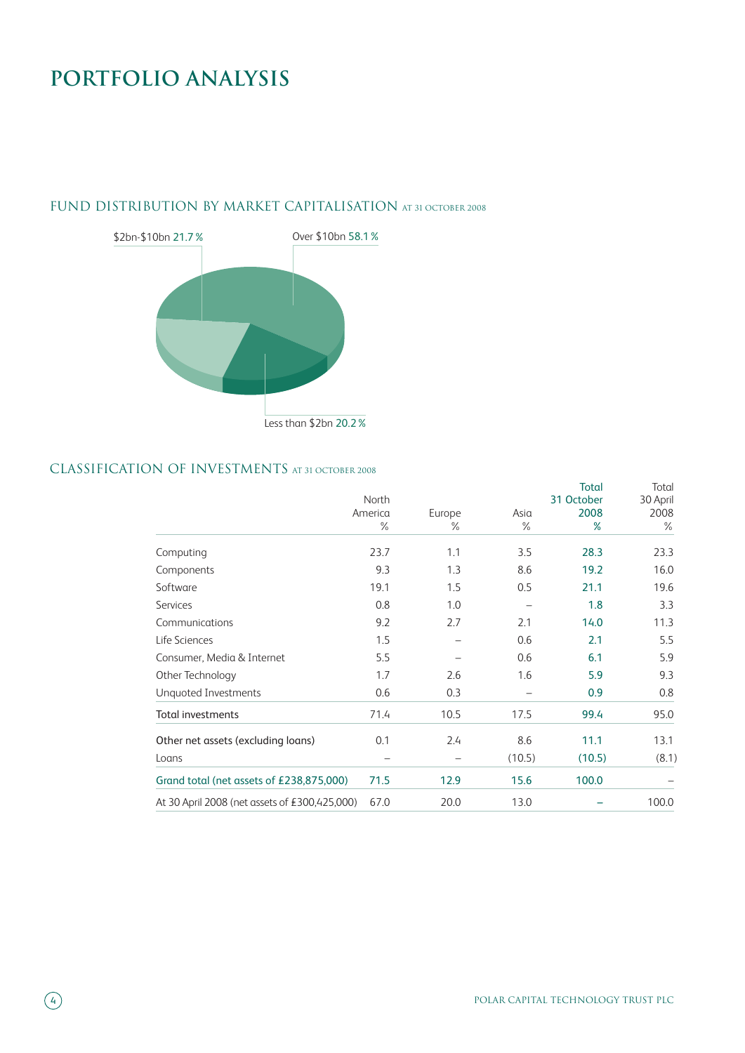# PORTFOLIO ANALYSIS

## FUND DISTRIBUTION BY MARKET CAPITALISATION AT 31 OCTOBER 2008

$2bn-$10bn 21.7 %

Over $10bn 58.1 %

Less than $2bn 20.2 %

## CLASSIFICATION OF INVESTMENTS AT 31 OCTOBER 2008

| | North America % | Europe % | Asia % | Total 31 October 2008 % | Total 30 April 2008 % |
|---|---|---|---|---|---|
| Computing | 23.7 | 1.1 | 3.5 | 28.3 | 23.3 |
| Components | 9.3 | 1.3 | 8.6 | 19.2 | 16.0 |
| Software | 19.1 | 1.5 | 0.5 | 21.1 | 19.6 |
| Services | 0.8 | 1.0 | – | 1.8 | 3.3 |
| Communications | 9.2 | 2.7 | 2.1 | 14.0 | 11.3 |
| Life Sciences | 1.5 | – | 0.6 | 2.1 | 5.5 |
| Consumer, Media & Internet | 5.5 | – | 0.6 | 6.1 | 5.9 |
| Other Technology | 1.7 | 2.6 | 1.6 | 5.9 | 9.3 |
| Unquoted Investments | 0.6 | 0.3 | – | 0.9 | 0.8 |
| Total investments | 71.4 | 10.5 | 17.5 | 99.4 | 95.0 |
| Other net assets (excluding loans) | 0.1 | 2.4 | 8.6 | 11.1 | 13.1 |
| Loans | – | – | (10.5) | (10.5) | (8.1) |
| Grand total (net assets of £238,875,000) | 71.5 | 12.9 | 15.6 | 100.0 | – |
| At 30 April 2008 (net assets of £300,425,000) | 67.0 | 20.0 | 13.0 | – | 100.0 |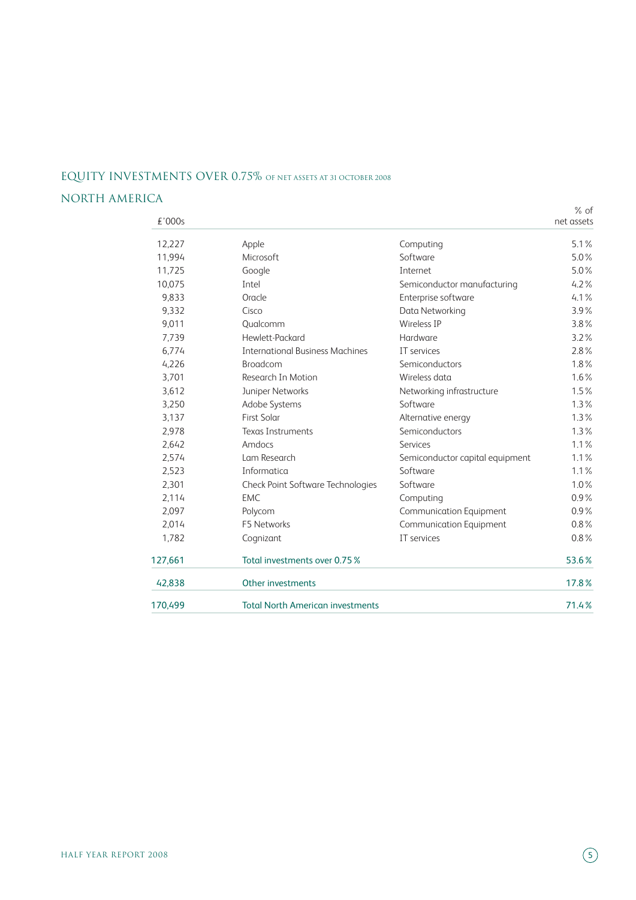## EQUITY INVESTMENTS OVER 0.75% OF NET ASSETS AT 31 OCTOBER 2008

### NORTH AMERICA

| £'000s | | | % of net assets |
|---|---|---|---|
| 12,227 | Apple | Computing | 5.1% |
| 11,994 | Microsoft | Software | 5.0% |
| 11,725 | Google | Internet | 5.0% |
| 10,075 | Intel | Semiconductor manufacturing | 4.2% |
| 9,833 | Oracle | Enterprise software | 4.1% |
| 9,332 | Cisco | Data Networking | 3.9% |
| 9,011 | Qualcomm | Wireless IP | 3.8% |
| 7,739 | Hewlett-Packard | Hardware | 3.2% |
| 6,774 | International Business Machines | IT services | 2.8% |
| 4,226 | Broadcom | Semiconductors | 1.8% |
| 3,701 | Research In Motion | Wireless data | 1.6% |
| 3,612 | Juniper Networks | Networking infrastructure | 1.5% |
| 3,250 | Adobe Systems | Software | 1.3% |
| 3,137 | First Solar | Alternative energy | 1.3% |
| 2,978 | Texas Instruments | Semiconductors | 1.3% |
| 2,642 | Amdocs | Services | 1.1% |
| 2,574 | Lam Research | Semiconductor capital equipment | 1.1% |
| 2,523 | Informatica | Software | 1.1% |
| 2,301 | Check Point Software Technologies | Software | 1.0% |
| 2,114 | EMC | Computing | 0.9% |
| 2,097 | Polycom | Communication Equipment | 0.9% |
| 2,014 | F5 Networks | Communication Equipment | 0.8% |
| 1,782 | Cognizant | IT services | 0.8% |
| 127,661 | Total investments over 0.75% | | 53.6% |
| 42,838 | Other investments | | 17.8% |
| 170,499 | Total North American investments | | 71.4% |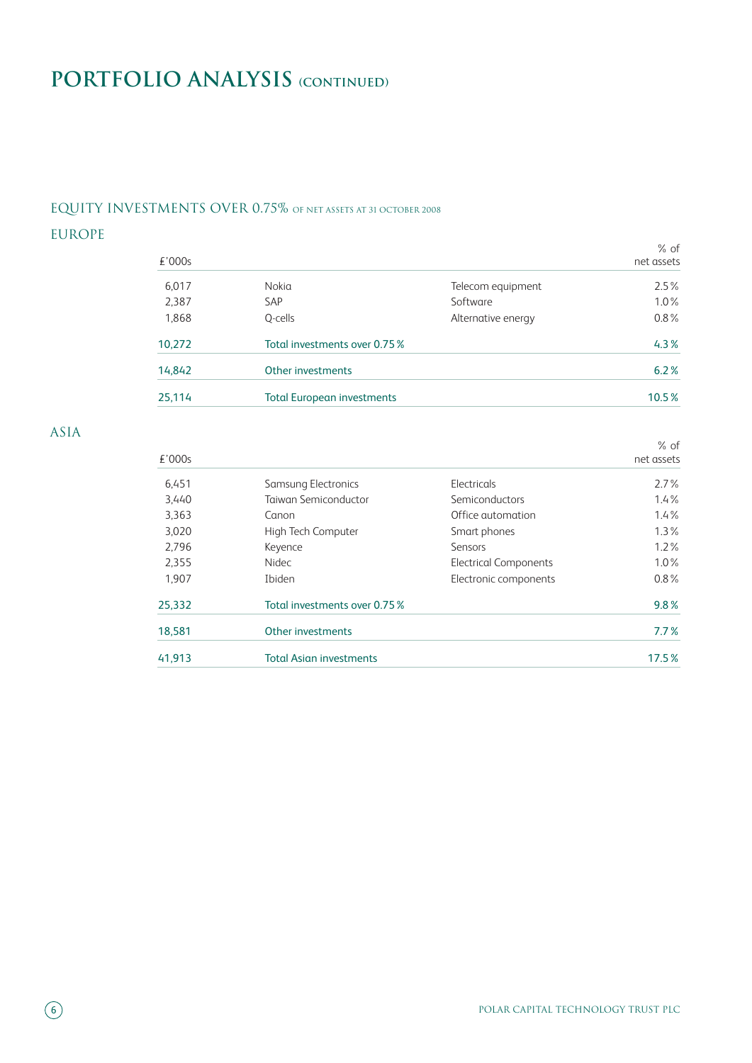# PORTFOLIO ANALYSIS (CONTINUED)

## EQUITY INVESTMENTS OVER 0.75% OF NET ASSETS AT 31 OCTOBER 2008

### EUROPE

| £'000s | | | % of net assets |
|---|---|---|---|
| 6,017 | Nokia | Telecom equipment | 2.5 % |
| 2,387 | SAP | Software | 1.0 % |
| 1,868 | Q-cells | Alternative energy | 0.8 % |
| 10,272 | Total investments over 0.75 % | | 4.3 % |
| 14,842 | Other investments | | 6.2 % |
| 25,114 | Total European investments | | 10.5 % |

### ASIA

| £'000s | | | % of net assets |
|---|---|---|---|
| 6,451 | Samsung Electronics | Electricals | 2.7 % |
| 3,440 | Taiwan Semiconductor | Semiconductors | 1.4 % |
| 3,363 | Canon | Office automation | 1.4 % |
| 3,020 | High Tech Computer | Smart phones | 1.3 % |
| 2,796 | Keyence | Sensors | 1.2 % |
| 2,355 | Nidec | Electrical Components | 1.0 % |
| 1,907 | Ibiden | Electronic components | 0.8 % |
| 25,332 | Total investments over 0.75 % | | 9.8 % |
| 18,581 | Other investments | | 7.7 % |
| 41,913 | Total Asian investments | | 17.5 % |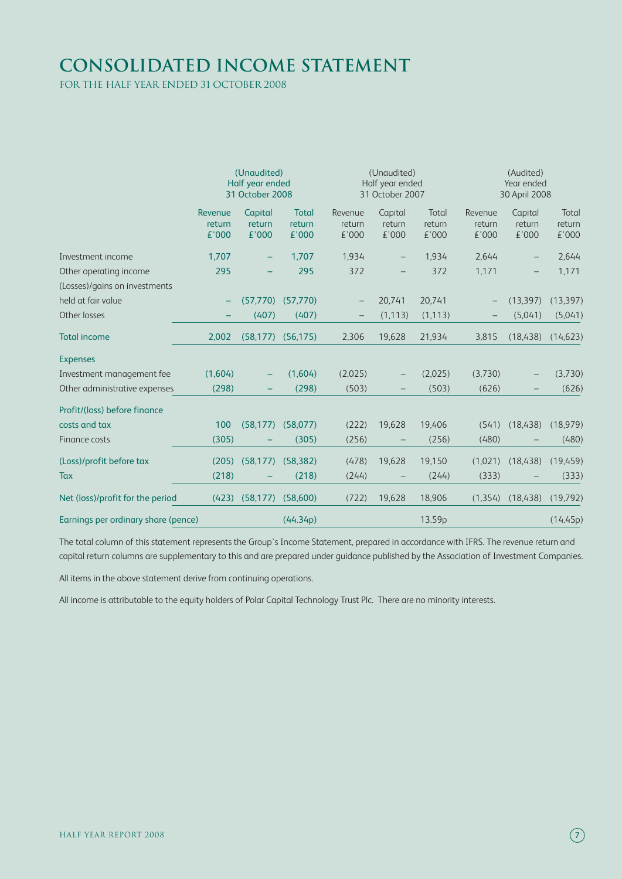# CONSOLIDATED INCOME STATEMENT

FOR THE HALF YEAR ENDED 31 OCTOBER 2008

| | (Unaudited) Half year ended 31 October 2008 | | | (Unaudited) Half year ended 31 October 2007 | | | (Audited) Year ended 30 April 2008 | | |
|---|---|---|---|---|---|---|---|---|---|
| | Revenue return £'000 | Capital return £'000 | Total return £'000 | Revenue return £'000 | Capital return £'000 | Total return £'000 | Revenue return £'000 | Capital return £'000 | Total return £'000 |
| Investment income | 1,707 | – | 1,707 | 1,934 | – | 1,934 | 2,644 | – | 2,644 |
| Other operating income | 295 | – | 295 | 372 | – | 372 | 1,171 | – | 1,171 |
| (Losses)/gains on investments held at fair value | – | (57,770) | (57,770) | – | 20,741 | 20,741 | – | (13,397) | (13,397) |
| Other losses | – | (407) | (407) | – | (1,113) | (1,113) | – | (5,041) | (5,041) |
| Total income | 2,002 | (58,177) | (56,175) | 2,306 | 19,628 | 21,934 | 3,815 | (18,438) | (14,623) |
| Expenses | | | | | | | | | |
| Investment management fee | (1,604) | – | (1,604) | (2,025) | – | (2,025) | (3,730) | – | (3,730) |
| Other administrative expenses | (298) | – | (298) | (503) | – | (503) | (626) | – | (626) |
| Profit/(loss) before finance costs and tax | 100 | (58,177) | (58,077) | (222) | 19,628 | 19,406 | (541) | (18,438) | (18,979) |
| Finance costs | (305) | – | (305) | (256) | – | (256) | (480) | – | (480) |
| (Loss)/profit before tax | (205) | (58,177) | (58,382) | (478) | 19,628 | 19,150 | (1,021) | (18,438) | (19,459) |
| Tax | (218) | – | (218) | (244) | – | (244) | (333) | – | (333) |
| Net (loss)/profit for the period | (423) | (58,177) | (58,600) | (722) | 19,628 | 18,906 | (1,354) | (18,438) | (19,792) |
| Earnings per ordinary share (pence) | | | (44.34p) | | | 13.59p | | | (14.45p) |

The total column of this statement represents the Group's Income Statement, prepared in accordance with IFRS. The revenue return and capital return columns are supplementary to this and are prepared under guidance published by the Association of Investment Companies.

All items in the above statement derive from continuing operations.

All income is attributable to the equity holders of Polar Capital Technology Trust Plc. There are no minority interests.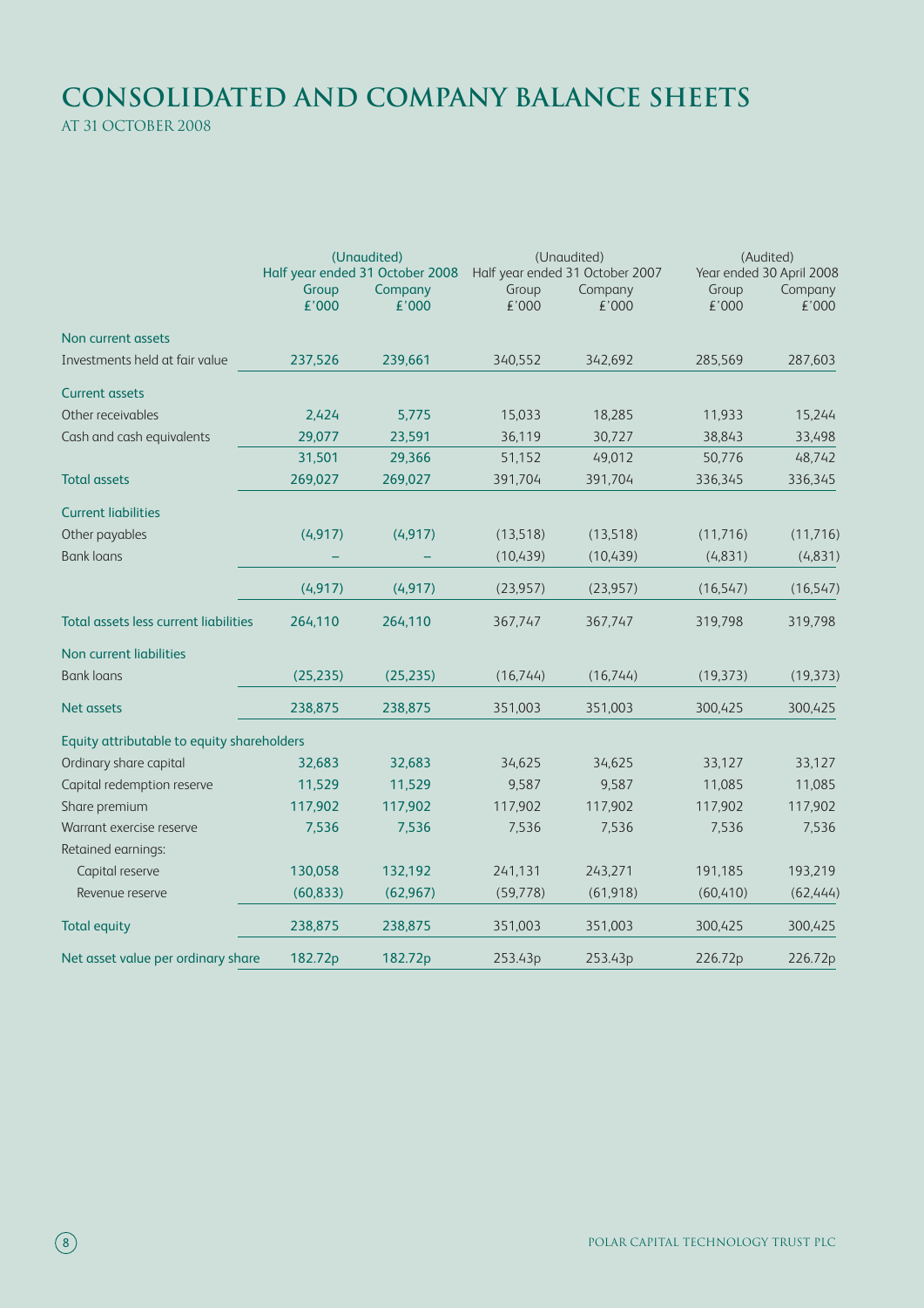# CONSOLIDATED AND COMPANY BALANCE SHEETS

AT 31 OCTOBER 2008

| | (Unaudited) Half year ended 31 October 2008 | | (Unaudited) Half year ended 31 October 2007 | | (Audited) Year ended 30 April 2008 | |
|---|---|---|---|---|---|---|
| | Group £'000 | Company £'000 | Group £'000 | Company £'000 | Group £'000 | Company £'000 |
| **Non current assets** | | | | | | |
| Investments held at fair value | 237,526 | 239,661 | 340,552 | 342,692 | 285,569 | 287,603 |
| **Current assets** | | | | | | |
| Other receivables | 2,424 | 5,775 | 15,033 | 18,285 | 11,933 | 15,244 |
| Cash and cash equivalents | 29,077 | 23,591 | 36,119 | 30,727 | 38,843 | 33,498 |
| | 31,501 | 29,366 | 51,152 | 49,012 | 50,776 | 48,742 |
| **Total assets** | 269,027 | 269,027 | 391,704 | 391,704 | 336,345 | 336,345 |
| **Current liabilities** | | | | | | |
| Other payables | (4,917) | (4,917) | (13,518) | (13,518) | (11,716) | (11,716) |
| Bank loans | – | – | (10,439) | (10,439) | (4,831) | (4,831) |
| | (4,917) | (4,917) | (23,957) | (23,957) | (16,547) | (16,547) |
| **Total assets less current liabilities** | 264,110 | 264,110 | 367,747 | 367,747 | 319,798 | 319,798 |
| **Non current liabilities** | | | | | | |
| Bank loans | (25,235) | (25,235) | (16,744) | (16,744) | (19,373) | (19,373) |
| **Net assets** | 238,875 | 238,875 | 351,003 | 351,003 | 300,425 | 300,425 |
| **Equity attributable to equity shareholders** | | | | | | |
| Ordinary share capital | 32,683 | 32,683 | 34,625 | 34,625 | 33,127 | 33,127 |
| Capital redemption reserve | 11,529 | 11,529 | 9,587 | 9,587 | 11,085 | 11,085 |
| Share premium | 117,902 | 117,902 | 117,902 | 117,902 | 117,902 | 117,902 |
| Warrant exercise reserve | 7,536 | 7,536 | 7,536 | 7,536 | 7,536 | 7,536 |
| Retained earnings: | | | | | | |
| Capital reserve | 130,058 | 132,192 | 241,131 | 243,271 | 191,185 | 193,219 |
| Revenue reserve | (60,833) | (62,967) | (59,778) | (61,918) | (60,410) | (62,444) |
| **Total equity** | 238,875 | 238,875 | 351,003 | 351,003 | 300,425 | 300,425 |
| **Net asset value per ordinary share** | 182.72p | 182.72p | 253.43p | 253.43p | 226.72p | 226.72p |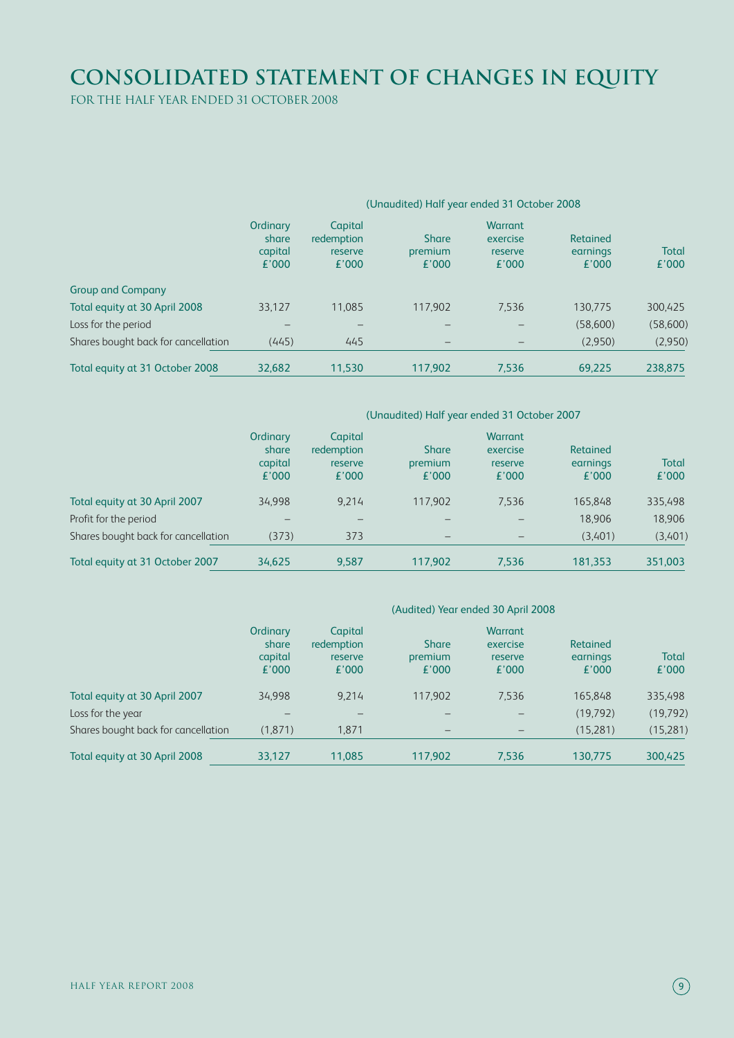# CONSOLIDATED STATEMENT OF CHANGES IN EQUITY

FOR THE HALF YEAR ENDED 31 OCTOBER 2008

| | (Unaudited) Half year ended 31 October 2008 | | | | | |
|---|---|---|---|---|---|---|
| | Ordinary share capital £'000 | Capital redemption reserve £'000 | Share premium £'000 | Warrant exercise reserve £'000 | Retained earnings £'000 | Total £'000 |
| **Group and Company** | | | | | | |
| Total equity at 30 April 2008 | 33,127 | 11,085 | 117,902 | 7,536 | 130,775 | 300,425 |
| Loss for the period | – | – | – | – | (58,600) | (58,600) |
| Shares bought back for cancellation | (445) | 445 | – | – | (2,950) | (2,950) |
| Total equity at 31 October 2008 | 32,682 | 11,530 | 117,902 | 7,536 | 69,225 | 238,875 |

| | (Unaudited) Half year ended 31 October 2007 | | | | | |
|---|---|---|---|---|---|---|
| | Ordinary share capital £'000 | Capital redemption reserve £'000 | Share premium £'000 | Warrant exercise reserve £'000 | Retained earnings £'000 | Total £'000 |
| Total equity at 30 April 2007 | 34,998 | 9,214 | 117,902 | 7,536 | 165,848 | 335,498 |
| Profit for the period | – | – | – | – | 18,906 | 18,906 |
| Shares bought back for cancellation | (373) | 373 | – | – | (3,401) | (3,401) |
| Total equity at 31 October 2007 | 34,625 | 9,587 | 117,902 | 7,536 | 181,353 | 351,003 |

| | (Audited) Year ended 30 April 2008 | | | | | |
|---|---|---|---|---|---|---|
| | Ordinary share capital £'000 | Capital redemption reserve £'000 | Share premium £'000 | Warrant exercise reserve £'000 | Retained earnings £'000 | Total £'000 |
| Total equity at 30 April 2007 | 34,998 | 9,214 | 117,902 | 7,536 | 165,848 | 335,498 |
| Loss for the year | – | – | – | – | (19,792) | (19,792) |
| Shares bought back for cancellation | (1,871) | 1,871 | – | – | (15,281) | (15,281) |
| Total equity at 30 April 2008 | 33,127 | 11,085 | 117,902 | 7,536 | 130,775 | 300,425 |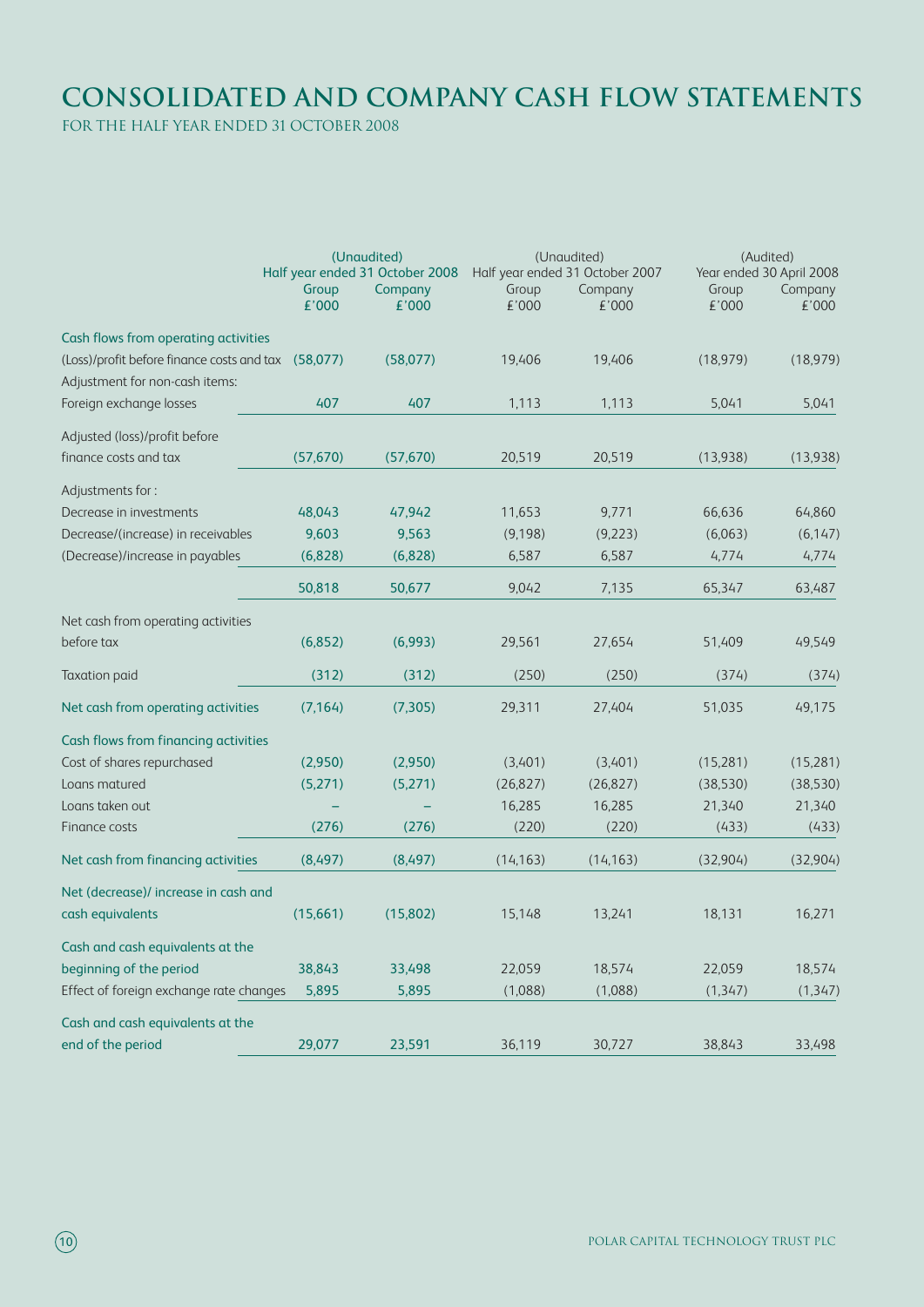# CONSOLIDATED AND COMPANY CASH FLOW STATEMENTS

FOR THE HALF YEAR ENDED 31 OCTOBER 2008

| | (Unaudited) Half year ended 31 October 2008 | | (Unaudited) Half year ended 31 October 2007 | | (Audited) Year ended 30 April 2008 | |
|---|---|---|---|---|---|---|
| | Group £'000 | Company £'000 | Group £'000 | Company £'000 | Group £'000 | Company £'000 |
| **Cash flows from operating activities** | | | | | | |
| (Loss)/profit before finance costs and tax | (58,077) | (58,077) | 19,406 | 19,406 | (18,979) | (18,979) |
| Adjustment for non-cash items: | | | | | | |
| Foreign exchange losses | 407 | 407 | 1,113 | 1,113 | 5,041 | 5,041 |
| Adjusted (loss)/profit before finance costs and tax | (57,670) | (57,670) | 20,519 | 20,519 | (13,938) | (13,938) |
| Adjustments for : | | | | | | |
| Decrease in investments | 48,043 | 47,942 | 11,653 | 9,771 | 66,636 | 64,860 |
| Decrease/(increase) in receivables | 9,603 | 9,563 | (9,198) | (9,223) | (6,063) | (6,147) |
| (Decrease)/increase in payables | (6,828) | (6,828) | 6,587 | 6,587 | 4,774 | 4,774 |
| | 50,818 | 50,677 | 9,042 | 7,135 | 65,347 | 63,487 |
| Net cash from operating activities before tax | (6,852) | (6,993) | 29,561 | 27,654 | 51,409 | 49,549 |
| Taxation paid | (312) | (312) | (250) | (250) | (374) | (374) |
| **Net cash from operating activities** | (7,164) | (7,305) | 29,311 | 27,404 | 51,035 | 49,175 |
| **Cash flows from financing activities** | | | | | | |
| Cost of shares repurchased | (2,950) | (2,950) | (3,401) | (3,401) | (15,281) | (15,281) |
| Loans matured | (5,271) | (5,271) | (26,827) | (26,827) | (38,530) | (38,530) |
| Loans taken out | – | – | 16,285 | 16,285 | 21,340 | 21,340 |
| Finance costs | (276) | (276) | (220) | (220) | (433) | (433) |
| **Net cash from financing activities** | (8,497) | (8,497) | (14,163) | (14,163) | (32,904) | (32,904) |
| **Net (decrease)/ increase in cash and cash equivalents** | (15,661) | (15,802) | 15,148 | 13,241 | 18,131 | 16,271 |
| **Cash and cash equivalents at the beginning of the period** | 38,843 | 33,498 | 22,059 | 18,574 | 22,059 | 18,574 |
| Effect of foreign exchange rate changes | 5,895 | 5,895 | (1,088) | (1,088) | (1,347) | (1,347) |
| **Cash and cash equivalents at the end of the period** | 29,077 | 23,591 | 36,119 | 30,727 | 38,843 | 33,498 |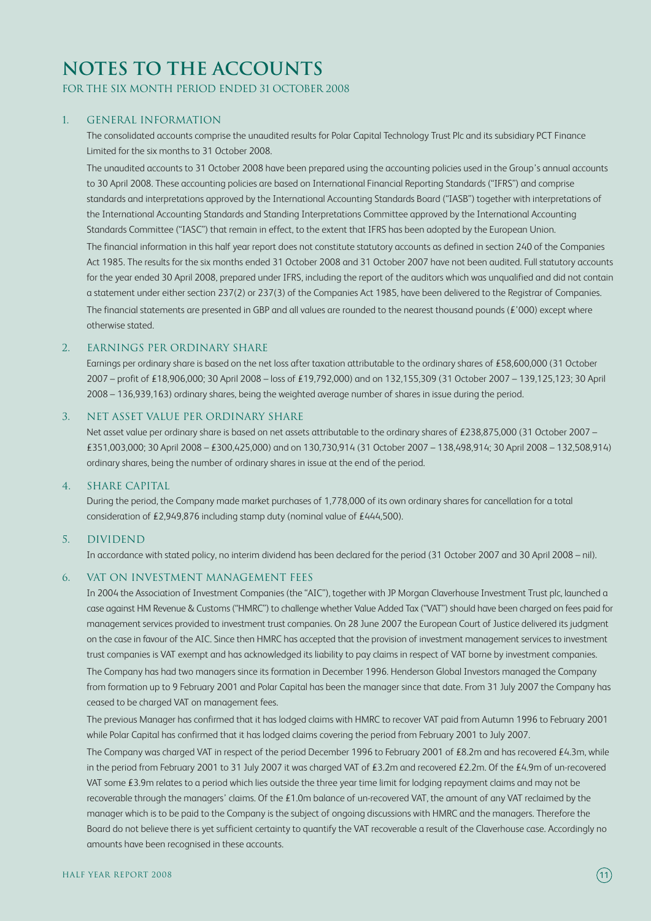# NOTES TO THE ACCOUNTS

FOR THE SIX MONTH PERIOD ENDED 31 OCTOBER 2008

## 1. GENERAL INFORMATION

The consolidated accounts comprise the unaudited results for Polar Capital Technology Trust Plc and its subsidiary PCT Finance Limited for the six months to 31 October 2008.

The unaudited accounts to 31 October 2008 have been prepared using the accounting policies used in the Group's annual accounts to 30 April 2008. These accounting policies are based on International Financial Reporting Standards ("IFRS") and comprise standards and interpretations approved by the International Accounting Standards Board ("IASB") together with interpretations of the International Accounting Standards and Standing Interpretations Committee approved by the International Accounting Standards Committee ("IASC") that remain in effect, to the extent that IFRS has been adopted by the European Union.

The financial information in this half year report does not constitute statutory accounts as defined in section 240 of the Companies Act 1985. The results for the six months ended 31 October 2008 and 31 October 2007 have not been audited. Full statutory accounts for the year ended 30 April 2008, prepared under IFRS, including the report of the auditors which was unqualified and did not contain a statement under either section 237(2) or 237(3) of the Companies Act 1985, have been delivered to the Registrar of Companies.

The financial statements are presented in GBP and all values are rounded to the nearest thousand pounds (£'000) except where otherwise stated.

## 2. EARNINGS PER ORDINARY SHARE

Earnings per ordinary share is based on the net loss after taxation attributable to the ordinary shares of £58,600,000 (31 October 2007 – profit of £18,906,000; 30 April 2008 – loss of £19,792,000) and on 132,155,309 (31 October 2007 – 139,125,123; 30 April 2008 – 136,939,163) ordinary shares, being the weighted average number of shares in issue during the period.

## 3. NET ASSET VALUE PER ORDINARY SHARE

Net asset value per ordinary share is based on net assets attributable to the ordinary shares of £238,875,000 (31 October 2007 – £351,003,000; 30 April 2008 – £300,425,000) and on 130,730,914 (31 October 2007 – 138,498,914; 30 April 2008 – 132,508,914) ordinary shares, being the number of ordinary shares in issue at the end of the period.

## 4. SHARE CAPITAL

During the period, the Company made market purchases of 1,778,000 of its own ordinary shares for cancellation for a total consideration of £2,949,876 including stamp duty (nominal value of £444,500).

## 5. DIVIDEND

In accordance with stated policy, no interim dividend has been declared for the period (31 October 2007 and 30 April 2008 – nil).

## 6. VAT ON INVESTMENT MANAGEMENT FEES

In 2004 the Association of Investment Companies (the "AIC"), together with JP Morgan Claverhouse Investment Trust plc, launched a case against HM Revenue & Customs ("HMRC") to challenge whether Value Added Tax ("VAT") should have been charged on fees paid for management services provided to investment trust companies. On 28 June 2007 the European Court of Justice delivered its judgment on the case in favour of the AIC. Since then HMRC has accepted that the provision of investment management services to investment trust companies is VAT exempt and has acknowledged its liability to pay claims in respect of VAT borne by investment companies.

The Company has had two managers since its formation in December 1996. Henderson Global Investors managed the Company from formation up to 9 February 2001 and Polar Capital has been the manager since that date. From 31 July 2007 the Company has ceased to be charged VAT on management fees.

The previous Manager has confirmed that it has lodged claims with HMRC to recover VAT paid from Autumn 1996 to February 2001 while Polar Capital has confirmed that it has lodged claims covering the period from February 2001 to July 2007.

The Company was charged VAT in respect of the period December 1996 to February 2001 of £8.2m and has recovered £4.3m, while in the period from February 2001 to 31 July 2007 it was charged VAT of £3.2m and recovered £2.2m. Of the £4.9m of un-recovered VAT some £3.9m relates to a period which lies outside the three year time limit for lodging repayment claims and may not be recoverable through the managers' claims. Of the £1.0m balance of un-recovered VAT, the amount of any VAT reclaimed by the manager which is to be paid to the Company is the subject of ongoing discussions with HMRC and the managers. Therefore the Board do not believe there is yet sufficient certainty to quantify the VAT recoverable a result of the Claverhouse case. Accordingly no amounts have been recognised in these accounts.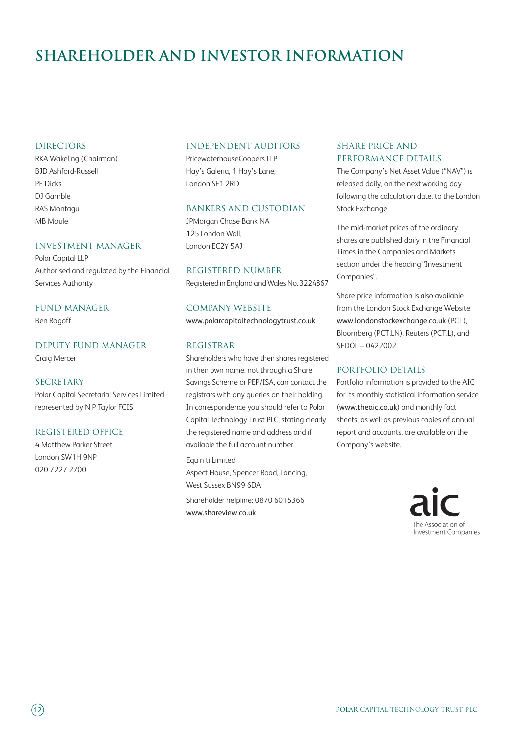# SHAREHOLDER AND INVESTOR INFORMATION

## DIRECTORS

RKA Wakeling (Chairman)
BJD Ashford-Russell
PF Dicks
DJ Gamble
RAS Montagu
MB Moule

## INVESTMENT MANAGER

Polar Capital LLP
Authorised and regulated by the Financial Services Authority

## FUND MANAGER

Ben Rogoff

## DEPUTY FUND MANAGER

Craig Mercer

## SECRETARY

Polar Capital Secretarial Services Limited, represented by N P Taylor FCIS

## REGISTERED OFFICE

4 Matthew Parker Street
London SW1H 9NP
020 7227 2700

## INDEPENDENT AUDITORS

PricewaterhouseCoopers LLP
Hay's Galeria, 1 Hay's Lane,
London SE1 2RD

## BANKERS AND CUSTODIAN

JPMorgan Chase Bank NA
125 London Wall,
London EC2Y 5AJ

## REGISTERED NUMBER

Registered in England and Wales No. 3224867

## COMPANY WEBSITE

www.polarcapitaltechnologytrust.co.uk

## REGISTRAR

Shareholders who have their shares registered in their own name, not through a Share Savings Scheme or PEP/ISA, can contact the registrars with any queries on their holding. In correspondence you should refer to Polar Capital Technology Trust PLC, stating clearly the registered name and address and if available the full account number.

Equiniti Limited
Aspect House, Spencer Road, Lancing,
West Sussex BN99 6DA

Shareholder helpline: 0870 6015366
www.shareview.co.uk

## SHARE PRICE AND PERFORMANCE DETAILS

The Company's Net Asset Value ("NAV") is released daily, on the next working day following the calculation date, to the London Stock Exchange.

The mid-market prices of the ordinary shares are published daily in the Financial Times in the Companies and Markets section under the heading "Investment Companies".

Share price information is also available from the London Stock Exchange Website www.londonstockexchange.co.uk (PCT), Bloomberg (PCT.LN), Reuters (PCT.L), and SEDOL – 0422002.

## PORTFOLIO DETAILS

Portfolio information is provided to the AIC for its monthly statistical information service (www.theaic.co.uk) and monthly fact sheets, as well as previous copies of annual report and accounts, are available on the Company's website.

aic
The Association of Investment Companies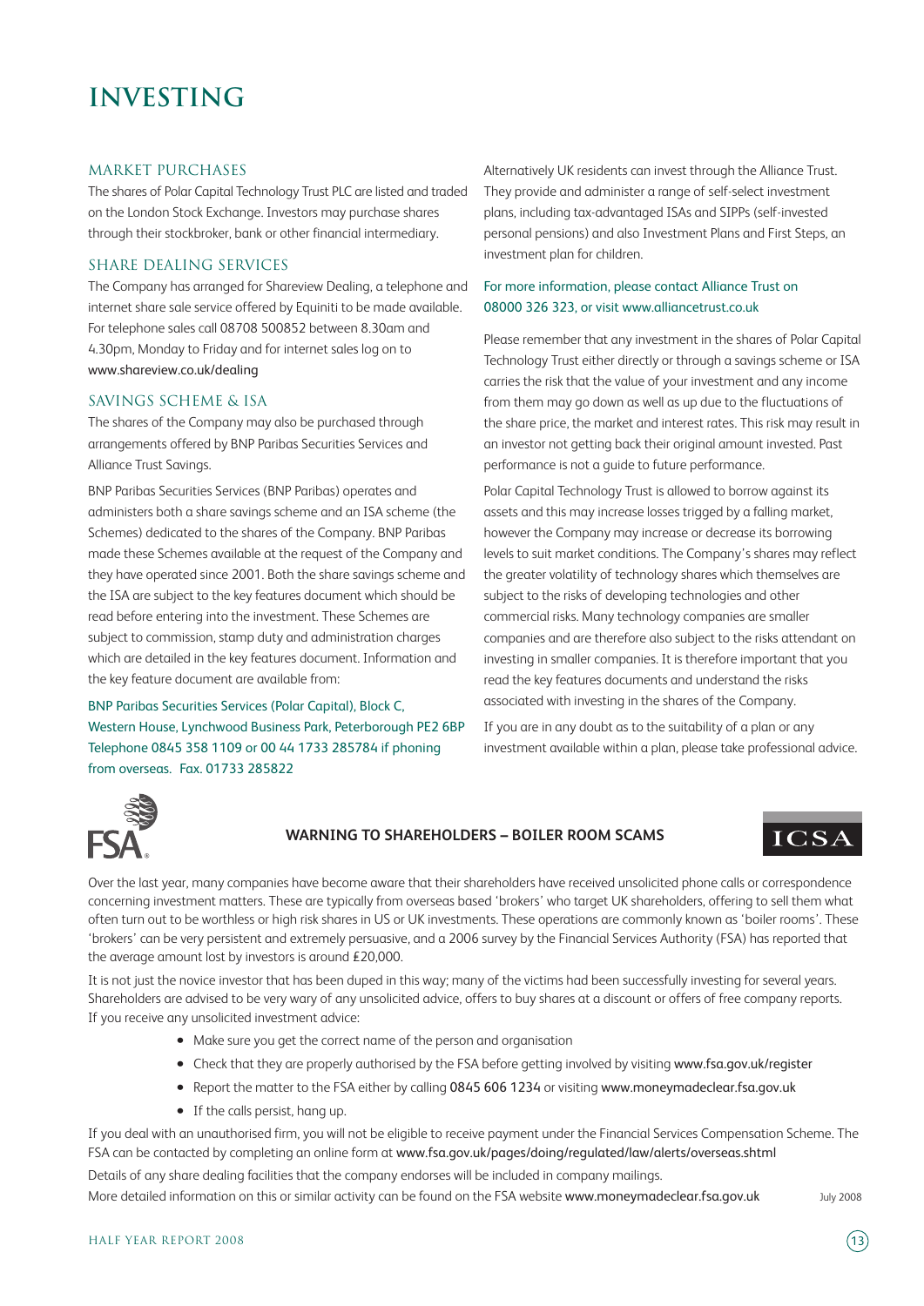# INVESTING

## MARKET PURCHASES

The shares of Polar Capital Technology Trust PLC are listed and traded on the London Stock Exchange. Investors may purchase shares through their stockbroker, bank or other financial intermediary.

## SHARE DEALING SERVICES

The Company has arranged for Shareview Dealing, a telephone and internet share sale service offered by Equiniti to be made available. For telephone sales call 08708 500852 between 8.30am and 4.30pm, Monday to Friday and for internet sales log on to www.shareview.co.uk/dealing

## SAVINGS SCHEME & ISA

The shares of the Company may also be purchased through arrangements offered by BNP Paribas Securities Services and Alliance Trust Savings.

BNP Paribas Securities Services (BNP Paribas) operates and administers both a share savings scheme and an ISA scheme (the Schemes) dedicated to the shares of the Company. BNP Paribas made these Schemes available at the request of the Company and they have operated since 2001. Both the share savings scheme and the ISA are subject to the key features document which should be read before entering into the investment. These Schemes are subject to commission, stamp duty and administration charges which are detailed in the key features document. Information and the key feature document are available from:

BNP Paribas Securities Services (Polar Capital), Block C, Western House, Lynchwood Business Park, Peterborough PE2 6BP Telephone 0845 358 1109 or 00 44 1733 285784 if phoning from overseas. Fax. 01733 285822

Alternatively UK residents can invest through the Alliance Trust. They provide and administer a range of self-select investment plans, including tax-advantaged ISAs and SIPPs (self-invested personal pensions) and also Investment Plans and First Steps, an investment plan for children.

For more information, please contact Alliance Trust on 08000 326 323, or visit www.alliancetrust.co.uk

Please remember that any investment in the shares of Polar Capital Technology Trust either directly or through a savings scheme or ISA carries the risk that the value of your investment and any income from them may go down as well as up due to the fluctuations of the share price, the market and interest rates. This risk may result in an investor not getting back their original amount invested. Past performance is not a guide to future performance.

Polar Capital Technology Trust is allowed to borrow against its assets and this may increase losses trigged by a falling market, however the Company may increase or decrease its borrowing levels to suit market conditions. The Company's shares may reflect the greater volatility of technology shares which themselves are subject to the risks of developing technologies and other commercial risks. Many technology companies are smaller companies and are therefore also subject to the risks attendant on investing in smaller companies. It is therefore important that you read the key features documents and understand the risks associated with investing in the shares of the Company.

If you are in any doubt as to the suitability of a plan or any investment available within a plan, please take professional advice.

## WARNING TO SHAREHOLDERS – BOILER ROOM SCAMS

Over the last year, many companies have become aware that their shareholders have received unsolicited phone calls or correspondence concerning investment matters. These are typically from overseas based 'brokers' who target UK shareholders, offering to sell them what often turn out to be worthless or high risk shares in US or UK investments. These operations are commonly known as 'boiler rooms'. These 'brokers' can be very persistent and extremely persuasive, and a 2006 survey by the Financial Services Authority (FSA) has reported that the average amount lost by investors is around £20,000.

It is not just the novice investor that has been duped in this way; many of the victims had been successfully investing for several years. Shareholders are advised to be very wary of any unsolicited advice, offers to buy shares at a discount or offers of free company reports. If you receive any unsolicited investment advice:

- Make sure you get the correct name of the person and organisation
- Check that they are properly authorised by the FSA before getting involved by visiting www.fsa.gov.uk/register
- Report the matter to the FSA either by calling 0845 606 1234 or visiting www.moneymadeclear.fsa.gov.uk
- If the calls persist, hang up.

If you deal with an unauthorised firm, you will not be eligible to receive payment under the Financial Services Compensation Scheme. The FSA can be contacted by completing an online form at www.fsa.gov.uk/pages/doing/regulated/law/alerts/overseas.shtml

Details of any share dealing facilities that the company endorses will be included in company mailings.

More detailed information on this or similar activity can be found on the FSA website www.moneymadeclear.fsa.gov.uk

July 2008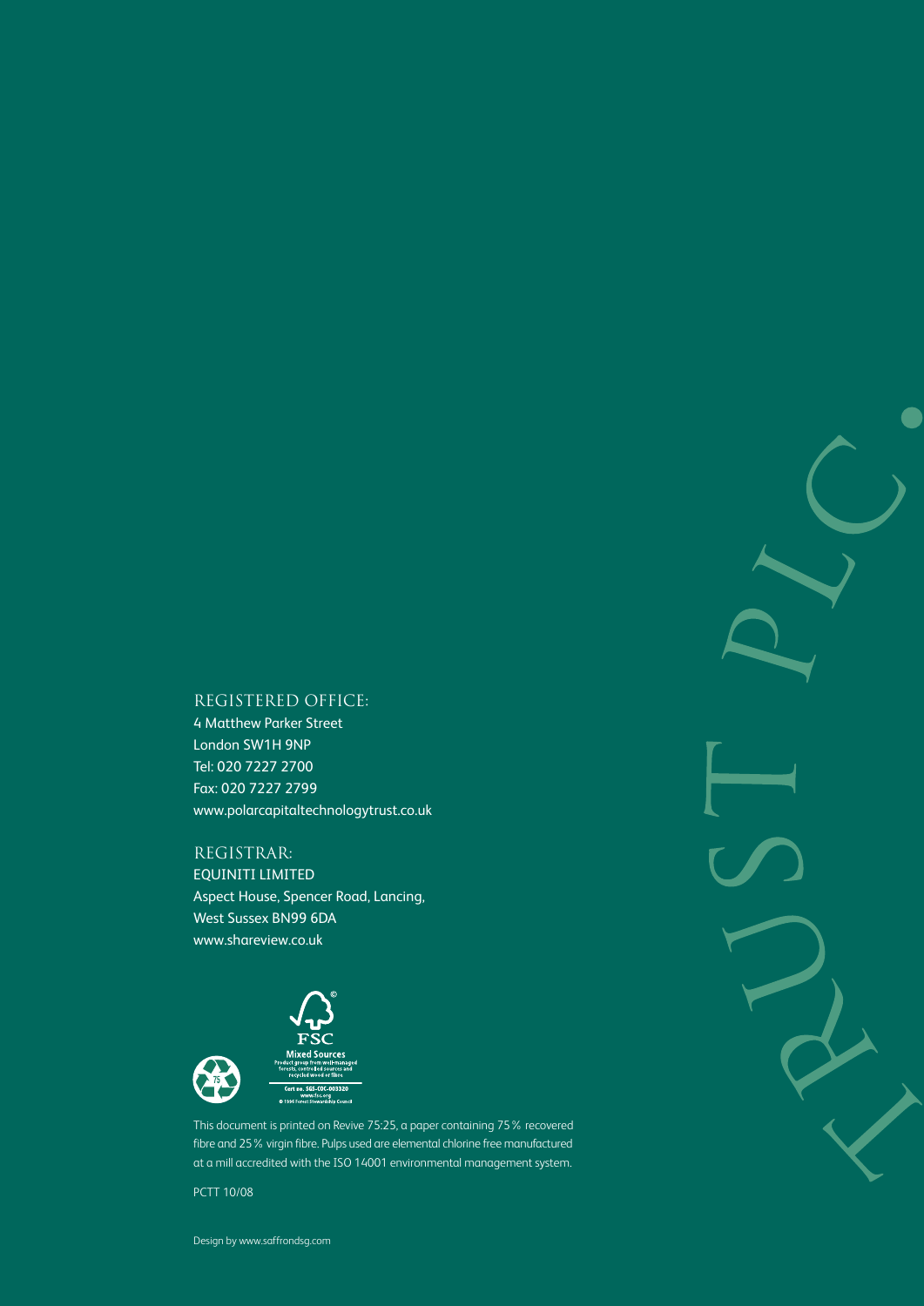REGISTERED OFFICE:

4 Matthew Parker Street
London SW1H 9NP
Tel: 020 7227 2700
Fax: 020 7227 2799
www.polarcapitaltechnologytrust.co.uk

REGISTRAR:

EQUINITI LIMITED
Aspect House, Spencer Road, Lancing,
West Sussex BN99 6DA
www.shareview.co.uk

FSC
Mixed Sources
Product group from well-managed forests, controlled sources and recycled wood or fibre
Cert no. SGS-COC-003320
www.fsc.org
© 1996 Forest Stewardship Council

This document is printed on Revive 75:25, a paper containing 75% recovered fibre and 25% virgin fibre. Pulps used are elemental chlorine free manufactured at a mill accredited with the ISO 14001 environmental management system.

PCTT 10/08

Design by www.saffrondsg.com

TRUST PLC.